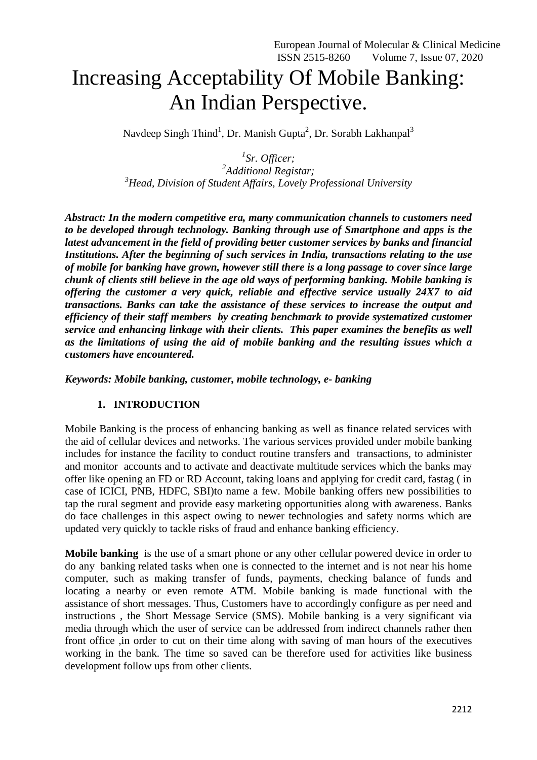# Increasing Acceptability Of Mobile Banking: An Indian Perspective.

Navdeep Singh Thind[1], Dr. Manish Gupta[2], Dr. Sorabh Lakhanpal[3]

*[1]Sr. Officer;*
*[2]Additional Registar;*
*[3]Head, Division of Student Affairs, Lovely Professional University*

***Abstract: In the modern competitive era, many communication channels to customers need to be developed through technology. Banking through use of Smartphone and apps is the latest advancement in the field of providing better customer services by banks and financial Institutions. After the beginning of such services in India, transactions relating to the use of mobile for banking have grown, however still there is a long passage to cover since large chunk of clients still believe in the age old ways of performing banking. Mobile banking is offering the customer a very quick, reliable and effective service usually 24X7 to aid transactions. Banks can take the assistance of these services to increase the output and efficiency of their staff members by creating benchmark to provide systematized customer service and enhancing linkage with their clients. This paper examines the benefits as well as the limitations of using the aid of mobile banking and the resulting issues which a customers have encountered.***

***Keywords: Mobile banking, customer, mobile technology, e- banking***

## 1. INTRODUCTION

Mobile Banking is the process of enhancing banking as well as finance related services with the aid of cellular devices and networks. The various services provided under mobile banking includes for instance the facility to conduct routine transfers and transactions, to administer and monitor accounts and to activate and deactivate multitude services which the banks may offer like opening an FD or RD Account, taking loans and applying for credit card, fastag ( in case of ICICI, PNB, HDFC, SBI)to name a few. Mobile banking offers new possibilities to tap the rural segment and provide easy marketing opportunities along with awareness. Banks do face challenges in this aspect owing to newer technologies and safety norms which are updated very quickly to tackle risks of fraud and enhance banking efficiency.

**Mobile banking** is the use of a smart phone or any other cellular powered device in order to do any banking related tasks when one is connected to the internet and is not near his home computer, such as making transfer of funds, payments, checking balance of funds and locating a nearby or even remote ATM. Mobile banking is made functional with the assistance of short messages. Thus, Customers have to accordingly configure as per need and instructions , the Short Message Service (SMS). Mobile banking is a very significant via media through which the user of service can be addressed from indirect channels rather then front office ,in order to cut on their time along with saving of man hours of the executives working in the bank. The time so saved can be therefore used for activities like business development follow ups from other clients.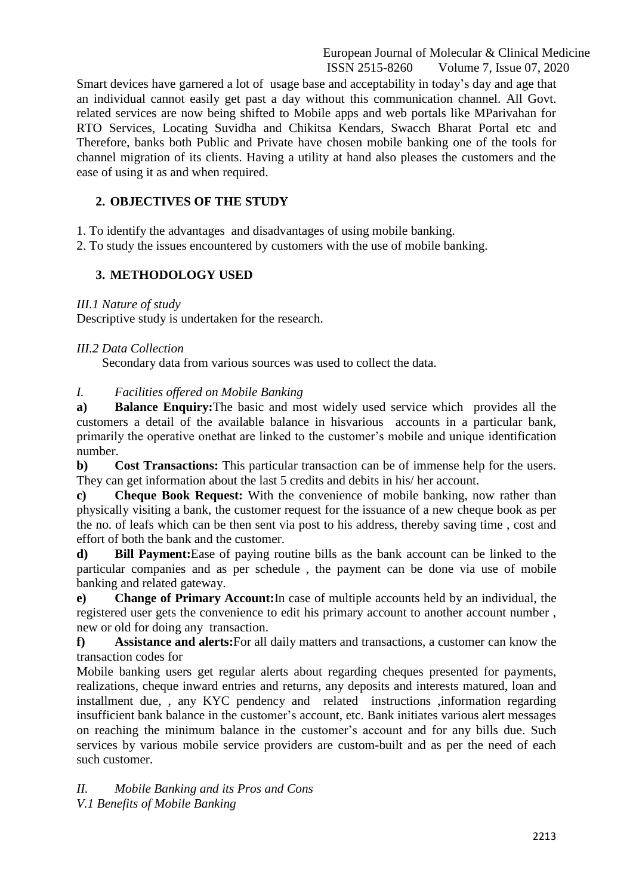Smart devices have garnered a lot of usage base and acceptability in today's day and age that an individual cannot easily get past a day without this communication channel. All Govt. related services are now being shifted to Mobile apps and web portals like MParivahan for RTO Services, Locating Suvidha and Chikitsa Kendars, Swacch Bharat Portal etc and Therefore, banks both Public and Private have chosen mobile banking one of the tools for channel migration of its clients. Having a utility at hand also pleases the customers and the ease of using it as and when required.

## 2. OBJECTIVES OF THE STUDY

1. To identify the advantages and disadvantages of using mobile banking.
2. To study the issues encountered by customers with the use of mobile banking.

## 3. METHODOLOGY USED

*III.1 Nature of study*

Descriptive study is undertaken for the research.

*III.2 Data Collection*

Secondary data from various sources was used to collect the data.

*I. Facilities offered on Mobile Banking*

**a) Balance Enquiry:**The basic and most widely used service which provides all the customers a detail of the available balance in hisvarious accounts in a particular bank, primarily the operative onethat are linked to the customer's mobile and unique identification number.

**b) Cost Transactions:** This particular transaction can be of immense help for the users. They can get information about the last 5 credits and debits in his/ her account.

**c) Cheque Book Request:** With the convenience of mobile banking, now rather than physically visiting a bank, the customer request for the issuance of a new cheque book as per the no. of leafs which can be then sent via post to his address, thereby saving time , cost and effort of both the bank and the customer.

**d) Bill Payment:**Ease of paying routine bills as the bank account can be linked to the particular companies and as per schedule , the payment can be done via use of mobile banking and related gateway.

**e) Change of Primary Account:**In case of multiple accounts held by an individual, the registered user gets the convenience to edit his primary account to another account number , new or old for doing any transaction.

**f) Assistance and alerts:**For all daily matters and transactions, a customer can know the transaction codes for

Mobile banking users get regular alerts about regarding cheques presented for payments, realizations, cheque inward entries and returns, any deposits and interests matured, loan and installment due, , any KYC pendency and related instructions ,information regarding insufficient bank balance in the customer's account, etc. Bank initiates various alert messages on reaching the minimum balance in the customer's account and for any bills due. Such services by various mobile service providers are custom-built and as per the need of each such customer.

*II. Mobile Banking and its Pros and Cons*

*V.1 Benefits of Mobile Banking*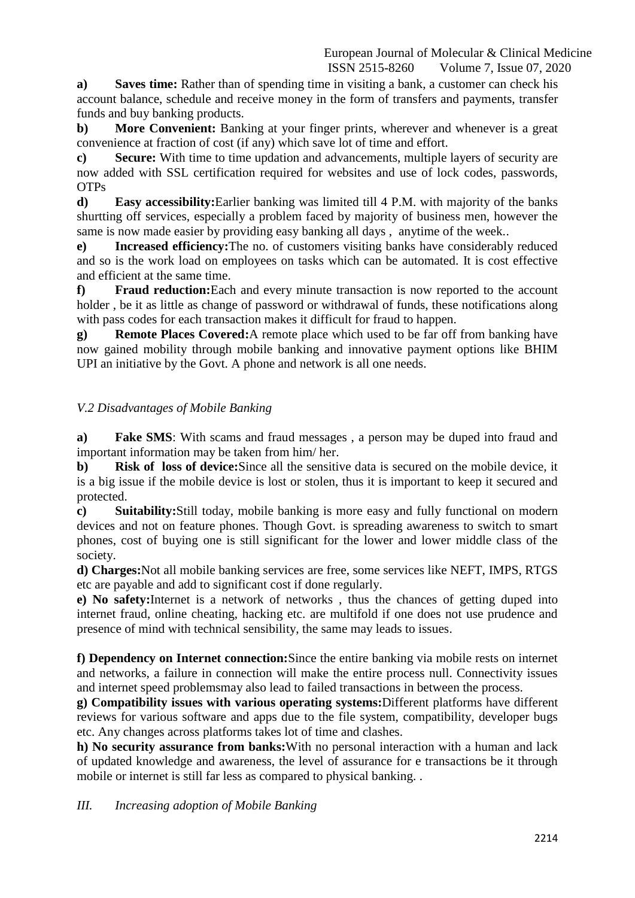**a) Saves time:** Rather than of spending time in visiting a bank, a customer can check his account balance, schedule and receive money in the form of transfers and payments, transfer funds and buy banking products.

**b) More Convenient:** Banking at your finger prints, wherever and whenever is a great convenience at fraction of cost (if any) which save lot of time and effort.

**c) Secure:** With time to time updation and advancements, multiple layers of security are now added with SSL certification required for websites and use of lock codes, passwords, OTPs

**d) Easy accessibility:**Earlier banking was limited till 4 P.M. with majority of the banks shurtting off services, especially a problem faced by majority of business men, however the same is now made easier by providing easy banking all days , anytime of the week..

**e) Increased efficiency:**The no. of customers visiting banks have considerably reduced and so is the work load on employees on tasks which can be automated. It is cost effective and efficient at the same time.

**f) Fraud reduction:**Each and every minute transaction is now reported to the account holder , be it as little as change of password or withdrawal of funds, these notifications along with pass codes for each transaction makes it difficult for fraud to happen.

**g) Remote Places Covered:**A remote place which used to be far off from banking have now gained mobility through mobile banking and innovative payment options like BHIM UPI an initiative by the Govt. A phone and network is all one needs.

*V.2 Disadvantages of Mobile Banking*

**a) Fake SMS**: With scams and fraud messages , a person may be duped into fraud and important information may be taken from him/ her.

**b) Risk of loss of device:**Since all the sensitive data is secured on the mobile device, it is a big issue if the mobile device is lost or stolen, thus it is important to keep it secured and protected.

**c) Suitability:**Still today, mobile banking is more easy and fully functional on modern devices and not on feature phones. Though Govt. is spreading awareness to switch to smart phones, cost of buying one is still significant for the lower and lower middle class of the society.

**d) Charges:**Not all mobile banking services are free, some services like NEFT, IMPS, RTGS etc are payable and add to significant cost if done regularly.

**e) No safety:**Internet is a network of networks , thus the chances of getting duped into internet fraud, online cheating, hacking etc. are multifold if one does not use prudence and presence of mind with technical sensibility, the same may leads to issues.

**f) Dependency on Internet connection:**Since the entire banking via mobile rests on internet and networks, a failure in connection will make the entire process null. Connectivity issues and internet speed problemsmay also lead to failed transactions in between the process.

**g) Compatibility issues with various operating systems:**Different platforms have different reviews for various software and apps due to the file system, compatibility, developer bugs etc. Any changes across platforms takes lot of time and clashes.

**h) No security assurance from banks:**With no personal interaction with a human and lack of updated knowledge and awareness, the level of assurance for e transactions be it through mobile or internet is still far less as compared to physical banking. .

*III. Increasing adoption of Mobile Banking*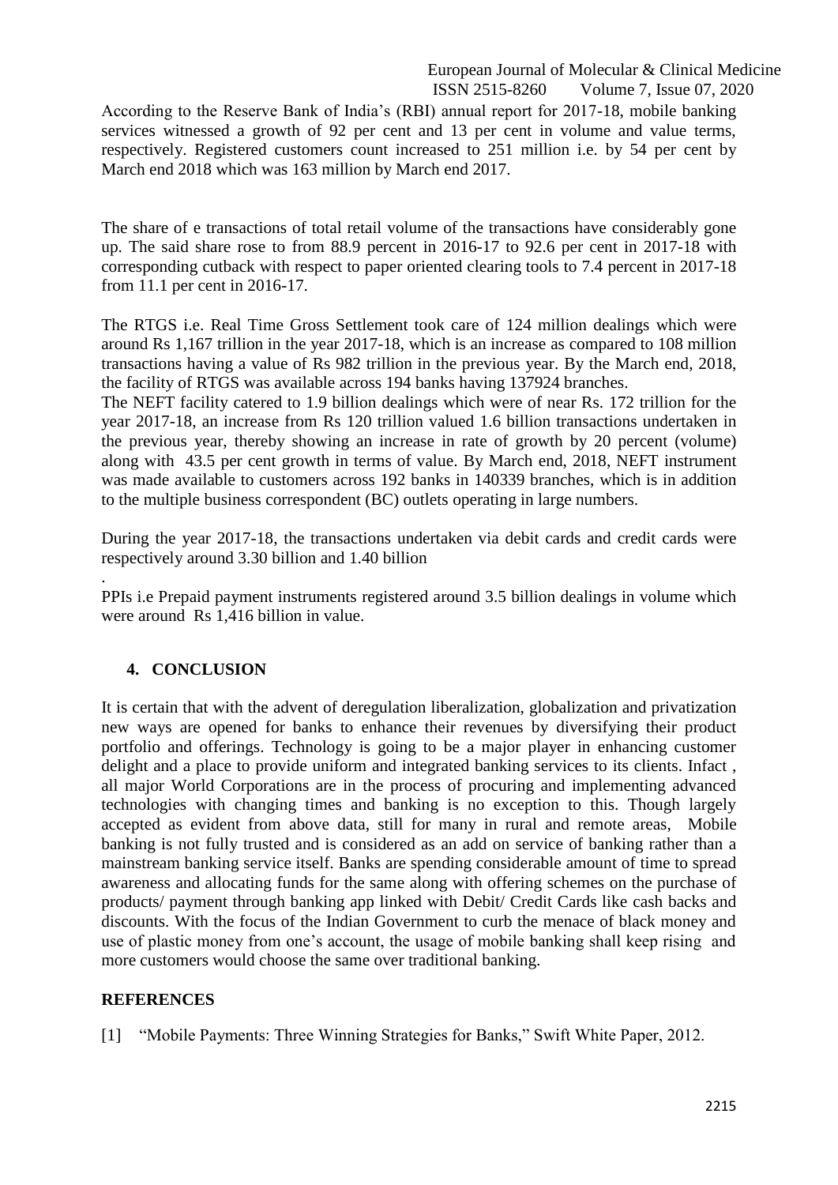According to the Reserve Bank of India's (RBI) annual report for 2017-18, mobile banking services witnessed a growth of 92 per cent and 13 per cent in volume and value terms, respectively. Registered customers count increased to 251 million i.e. by 54 per cent by March end 2018 which was 163 million by March end 2017.

The share of e transactions of total retail volume of the transactions have considerably gone up. The said share rose to from 88.9 percent in 2016-17 to 92.6 per cent in 2017-18 with corresponding cutback with respect to paper oriented clearing tools to 7.4 percent in 2017-18 from 11.1 per cent in 2016-17.

The RTGS i.e. Real Time Gross Settlement took care of 124 million dealings which were around Rs 1,167 trillion in the year 2017-18, which is an increase as compared to 108 million transactions having a value of Rs 982 trillion in the previous year. By the March end, 2018, the facility of RTGS was available across 194 banks having 137924 branches.

The NEFT facility catered to 1.9 billion dealings which were of near Rs. 172 trillion for the year 2017-18, an increase from Rs 120 trillion valued 1.6 billion transactions undertaken in the previous year, thereby showing an increase in rate of growth by 20 percent (volume) along with 43.5 per cent growth in terms of value. By March end, 2018, NEFT instrument was made available to customers across 192 banks in 140339 branches, which is in addition to the multiple business correspondent (BC) outlets operating in large numbers.

During the year 2017-18, the transactions undertaken via debit cards and credit cards were respectively around 3.30 billion and 1.40 billion

.

PPIs i.e Prepaid payment instruments registered around 3.5 billion dealings in volume which were around Rs 1,416 billion in value.

## 4. CONCLUSION

It is certain that with the advent of deregulation liberalization, globalization and privatization new ways are opened for banks to enhance their revenues by diversifying their product portfolio and offerings. Technology is going to be a major player in enhancing customer delight and a place to provide uniform and integrated banking services to its clients. Infact , all major World Corporations are in the process of procuring and implementing advanced technologies with changing times and banking is no exception to this. Though largely accepted as evident from above data, still for many in rural and remote areas, Mobile banking is not fully trusted and is considered as an add on service of banking rather than a mainstream banking service itself. Banks are spending considerable amount of time to spread awareness and allocating funds for the same along with offering schemes on the purchase of products/ payment through banking app linked with Debit/ Credit Cards like cash backs and discounts. With the focus of the Indian Government to curb the menace of black money and use of plastic money from one's account, the usage of mobile banking shall keep rising and more customers would choose the same over traditional banking.

## REFERENCES

[1] "Mobile Payments: Three Winning Strategies for Banks," Swift White Paper, 2012.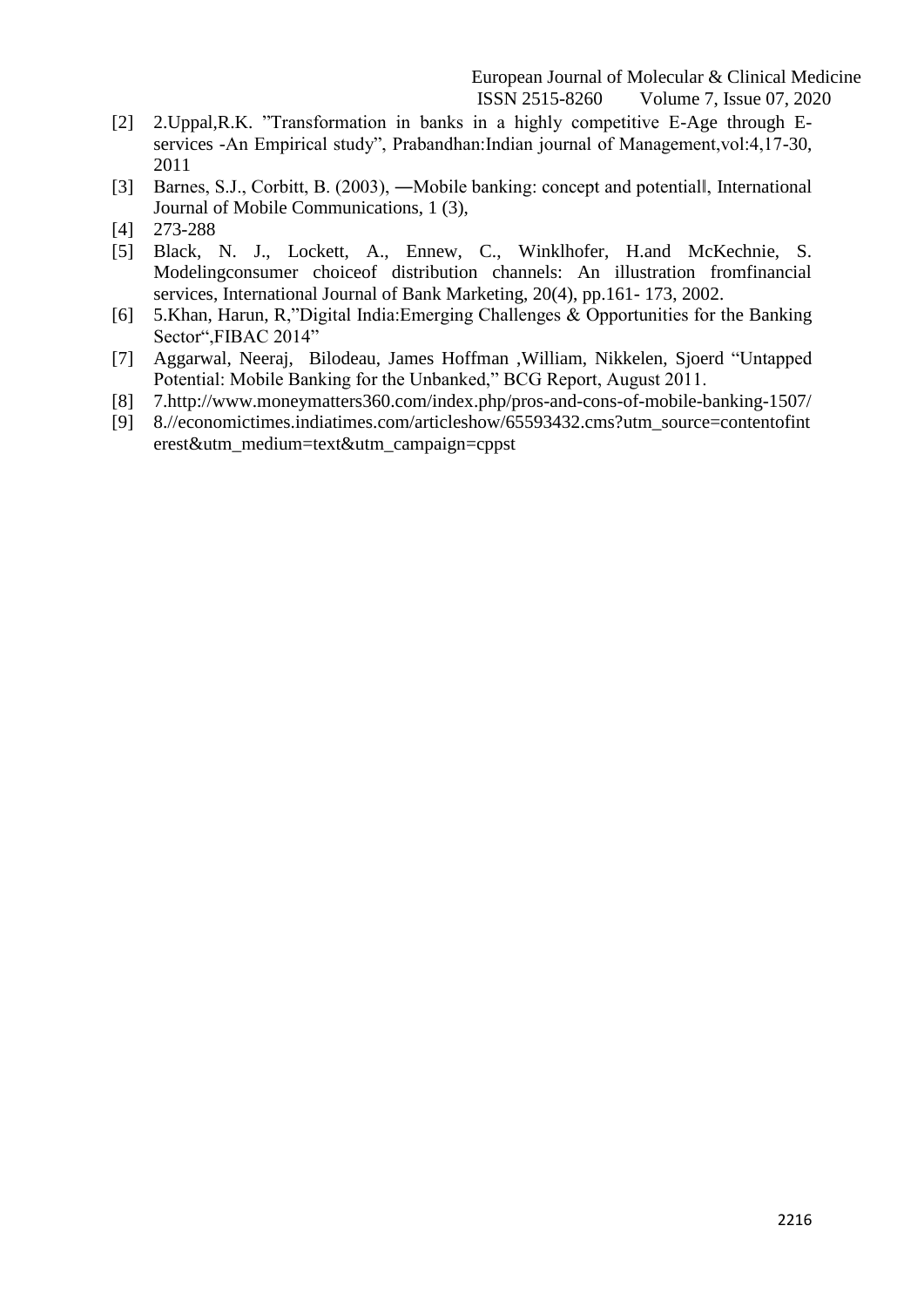[2] 2.Uppal,R.K. "Transformation in banks in a highly competitive E-Age through E-services -An Empirical study", Prabandhan:Indian journal of Management,vol:4,17-30, 2011

[3] Barnes, S.J., Corbitt, B. (2003), ―Mobile banking: concept and potential‖, International Journal of Mobile Communications, 1 (3),

[4] 273-288

[5] Black, N. J., Lockett, A., Ennew, C., Winklhofer, H.and McKechnie, S. Modelingconsumer choiceof distribution channels: An illustration fromfinancial services, International Journal of Bank Marketing, 20(4), pp.161- 173, 2002.

[6] 5.Khan, Harun, R,"Digital India:Emerging Challenges & Opportunities for the Banking Sector",FIBAC 2014"

[7] Aggarwal, Neeraj, Bilodeau, James Hoffman ,William, Nikkelen, Sjoerd "Untapped Potential: Mobile Banking for the Unbanked," BCG Report, August 2011.

[8] 7.http://www.moneymatters360.com/index.php/pros-and-cons-of-mobile-banking-1507/

[9] 8.//economictimes.indiatimes.com/articleshow/65593432.cms?utm_source=contentofinterest&utm_medium=text&utm_campaign=cppst